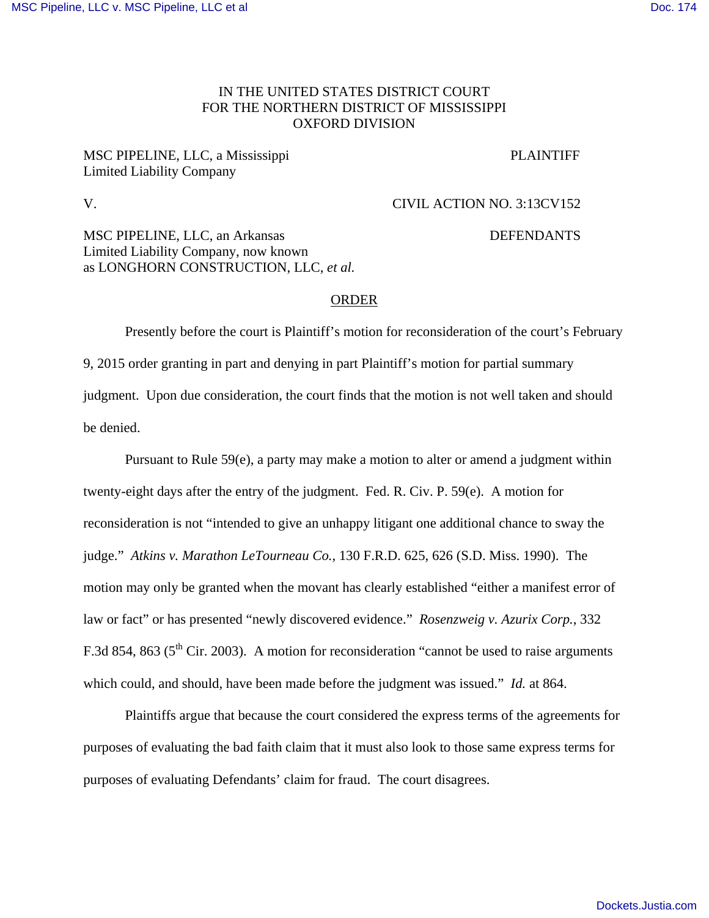IN THE UNITED STATES DISTRICT COURT
FOR THE NORTHERN DISTRICT OF MISSISSIPPI
OXFORD DIVISION

MSC PIPELINE, LLC, a Mississippi Limited Liability Company — PLAINTIFF

V. — CIVIL ACTION NO. 3:13CV152

MSC PIPELINE, LLC, an Arkansas Limited Liability Company, now known as LONGHORN CONSTRUCTION, LLC, *et al.* — DEFENDANTS

## ORDER

Presently before the court is Plaintiff's motion for reconsideration of the court's February 9, 2015 order granting in part and denying in part Plaintiff's motion for partial summary judgment. Upon due consideration, the court finds that the motion is not well taken and should be denied.

Pursuant to Rule 59(e), a party may make a motion to alter or amend a judgment within twenty-eight days after the entry of the judgment. Fed. R. Civ. P. 59(e). A motion for reconsideration is not "intended to give an unhappy litigant one additional chance to sway the judge." *Atkins v. Marathon LeTourneau Co.*, 130 F.R.D. 625, 626 (S.D. Miss. 1990). The motion may only be granted when the movant has clearly established "either a manifest error of law or fact" or has presented "newly discovered evidence." *Rosenzweig v. Azurix Corp.*, 332 F.3d 854, 863 (5th Cir. 2003). A motion for reconsideration "cannot be used to raise arguments which could, and should, have been made before the judgment was issued." *Id.* at 864.

Plaintiffs argue that because the court considered the express terms of the agreements for purposes of evaluating the bad faith claim that it must also look to those same express terms for purposes of evaluating Defendants' claim for fraud. The court disagrees.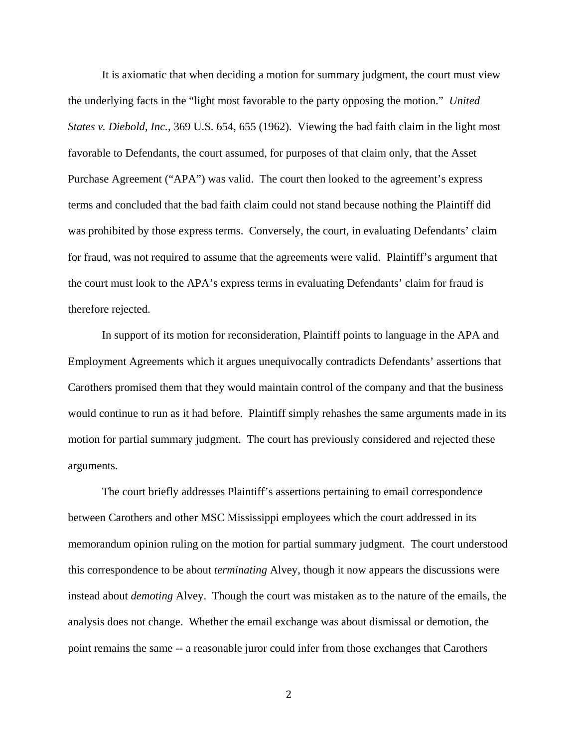It is axiomatic that when deciding a motion for summary judgment, the court must view the underlying facts in the "light most favorable to the party opposing the motion." *United States v. Diebold, Inc.*, 369 U.S. 654, 655 (1962). Viewing the bad faith claim in the light most favorable to Defendants, the court assumed, for purposes of that claim only, that the Asset Purchase Agreement ("APA") was valid. The court then looked to the agreement's express terms and concluded that the bad faith claim could not stand because nothing the Plaintiff did was prohibited by those express terms. Conversely, the court, in evaluating Defendants' claim for fraud, was not required to assume that the agreements were valid. Plaintiff's argument that the court must look to the APA's express terms in evaluating Defendants' claim for fraud is therefore rejected.

In support of its motion for reconsideration, Plaintiff points to language in the APA and Employment Agreements which it argues unequivocally contradicts Defendants' assertions that Carothers promised them that they would maintain control of the company and that the business would continue to run as it had before. Plaintiff simply rehashes the same arguments made in its motion for partial summary judgment. The court has previously considered and rejected these arguments.

The court briefly addresses Plaintiff's assertions pertaining to email correspondence between Carothers and other MSC Mississippi employees which the court addressed in its memorandum opinion ruling on the motion for partial summary judgment. The court understood this correspondence to be about *terminating* Alvey, though it now appears the discussions were instead about *demoting* Alvey. Though the court was mistaken as to the nature of the emails, the analysis does not change. Whether the email exchange was about dismissal or demotion, the point remains the same -- a reasonable juror could infer from those exchanges that Carothers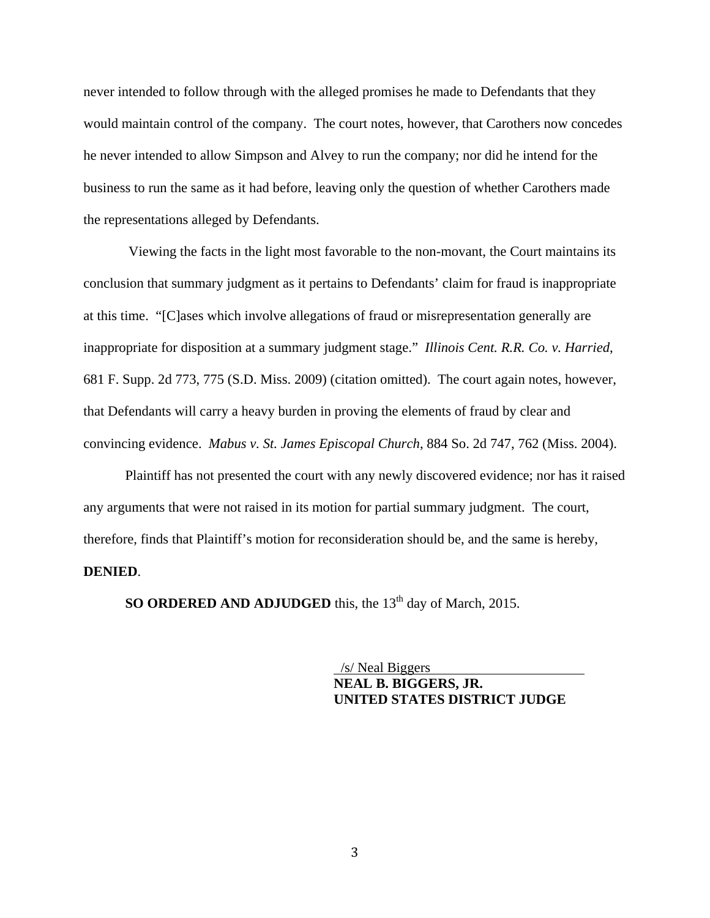never intended to follow through with the alleged promises he made to Defendants that they would maintain control of the company. The court notes, however, that Carothers now concedes he never intended to allow Simpson and Alvey to run the company; nor did he intend for the business to run the same as it had before, leaving only the question of whether Carothers made the representations alleged by Defendants.

Viewing the facts in the light most favorable to the non-movant, the Court maintains its conclusion that summary judgment as it pertains to Defendants' claim for fraud is inappropriate at this time. "[C]ases which involve allegations of fraud or misrepresentation generally are inappropriate for disposition at a summary judgment stage." *Illinois Cent. R.R. Co. v. Harried*, 681 F. Supp. 2d 773, 775 (S.D. Miss. 2009) (citation omitted). The court again notes, however, that Defendants will carry a heavy burden in proving the elements of fraud by clear and convincing evidence. *Mabus v. St. James Episcopal Church*, 884 So. 2d 747, 762 (Miss. 2004).

Plaintiff has not presented the court with any newly discovered evidence; nor has it raised any arguments that were not raised in its motion for partial summary judgment. The court, therefore, finds that Plaintiff's motion for reconsideration should be, and the same is hereby, **DENIED**.

**SO ORDERED AND ADJUDGED** this, the 13th day of March, 2015.

/s/ Neal Biggers
**NEAL B. BIGGERS, JR.**
**UNITED STATES DISTRICT JUDGE**